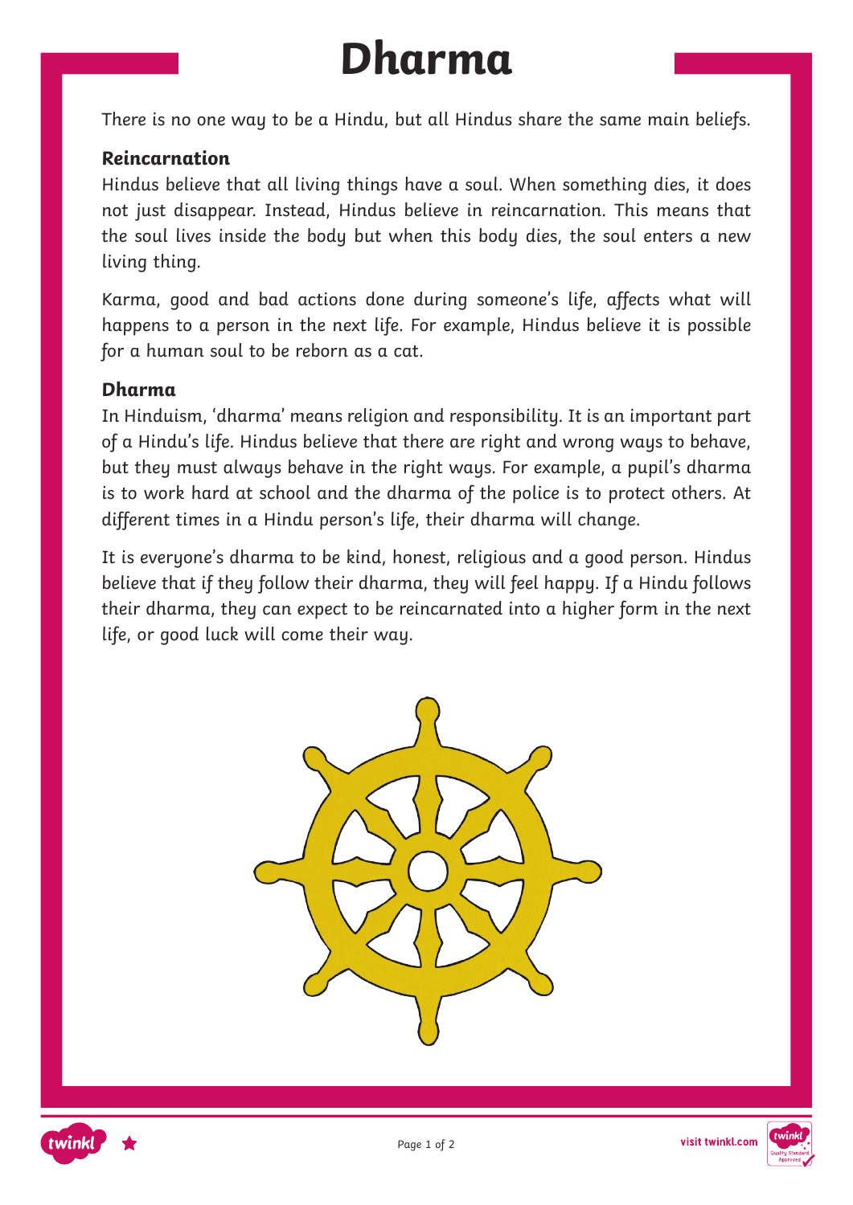# Dharma

There is no one way to be a Hindu, but all Hindus share the same main beliefs.

### Reincarnation

Hindus believe that all living things have a soul. When something dies, it does not just disappear. Instead, Hindus believe in reincarnation. This means that the soul lives inside the body but when this body dies, the soul enters a new living thing.

Karma, good and bad actions done during someone's life, affects what will happens to a person in the next life. For example, Hindus believe it is possible for a human soul to be reborn as a cat.

### Dharma

In Hinduism, 'dharma' means religion and responsibility. It is an important part of a Hindu's life. Hindus believe that there are right and wrong ways to behave, but they must always behave in the right ways. For example, a pupil's dharma is to work hard at school and the dharma of the police is to protect others. At different times in a Hindu person's life, their dharma will change.

It is everyone's dharma to be kind, honest, religious and a good person. Hindus believe that if they follow their dharma, they will feel happy. If a Hindu follows their dharma, they can expect to be reincarnated into a higher form in the next life, or good luck will come their way.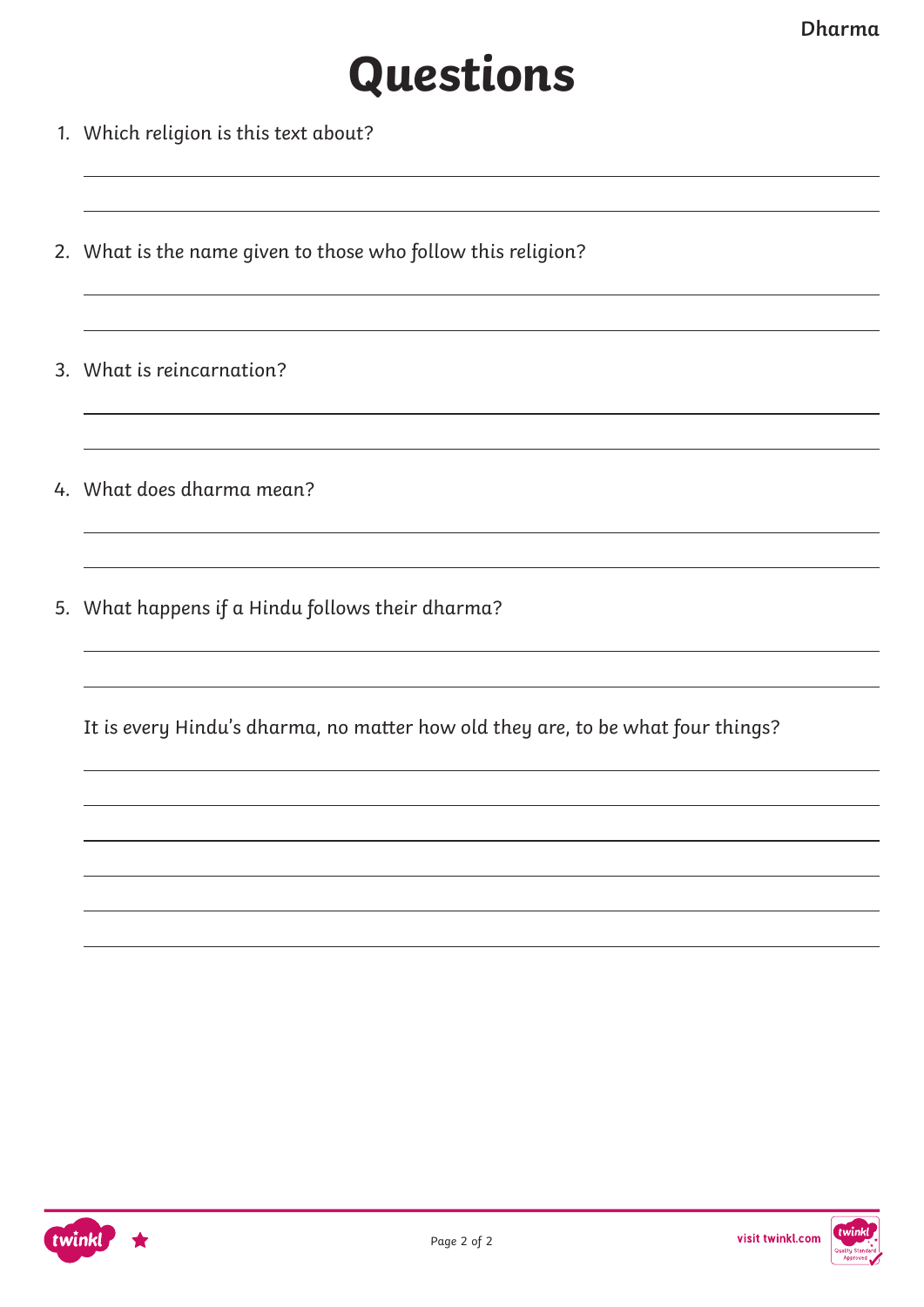# Questions

1. Which religion is this text about?

2. What is the name given to those who follow this religion?

3. What is reincarnation?

4. What does dharma mean?

5. What happens if a Hindu follows their dharma?

   It is every Hindu's dharma, no matter how old they are, to be what four things?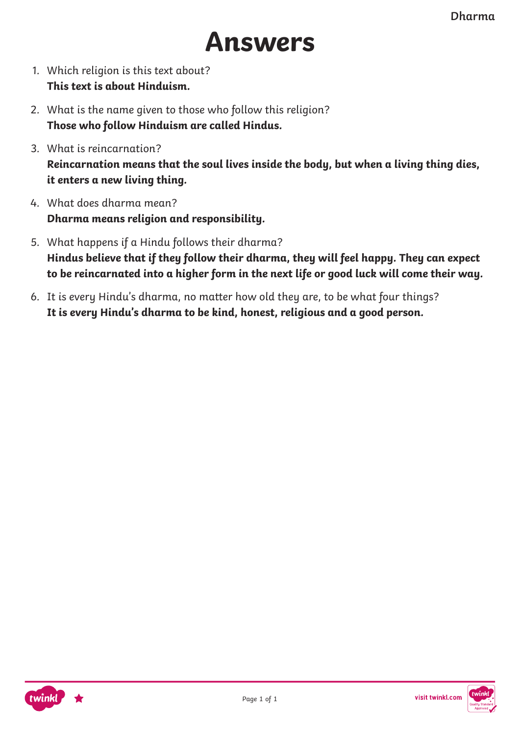# Answers

1. Which religion is this text about?
   **This text is about Hinduism.**

2. What is the name given to those who follow this religion?
   **Those who follow Hinduism are called Hindus.**

3. What is reincarnation?
   **Reincarnation means that the soul lives inside the body, but when a living thing dies, it enters a new living thing.**

4. What does dharma mean?
   **Dharma means religion and responsibility.**

5. What happens if a Hindu follows their dharma?
   **Hindus believe that if they follow their dharma, they will feel happy. They can expect to be reincarnated into a higher form in the next life or good luck will come their way.**

6. It is every Hindu's dharma, no matter how old they are, to be what four things?
   **It is every Hindu's dharma to be kind, honest, religious and a good person.**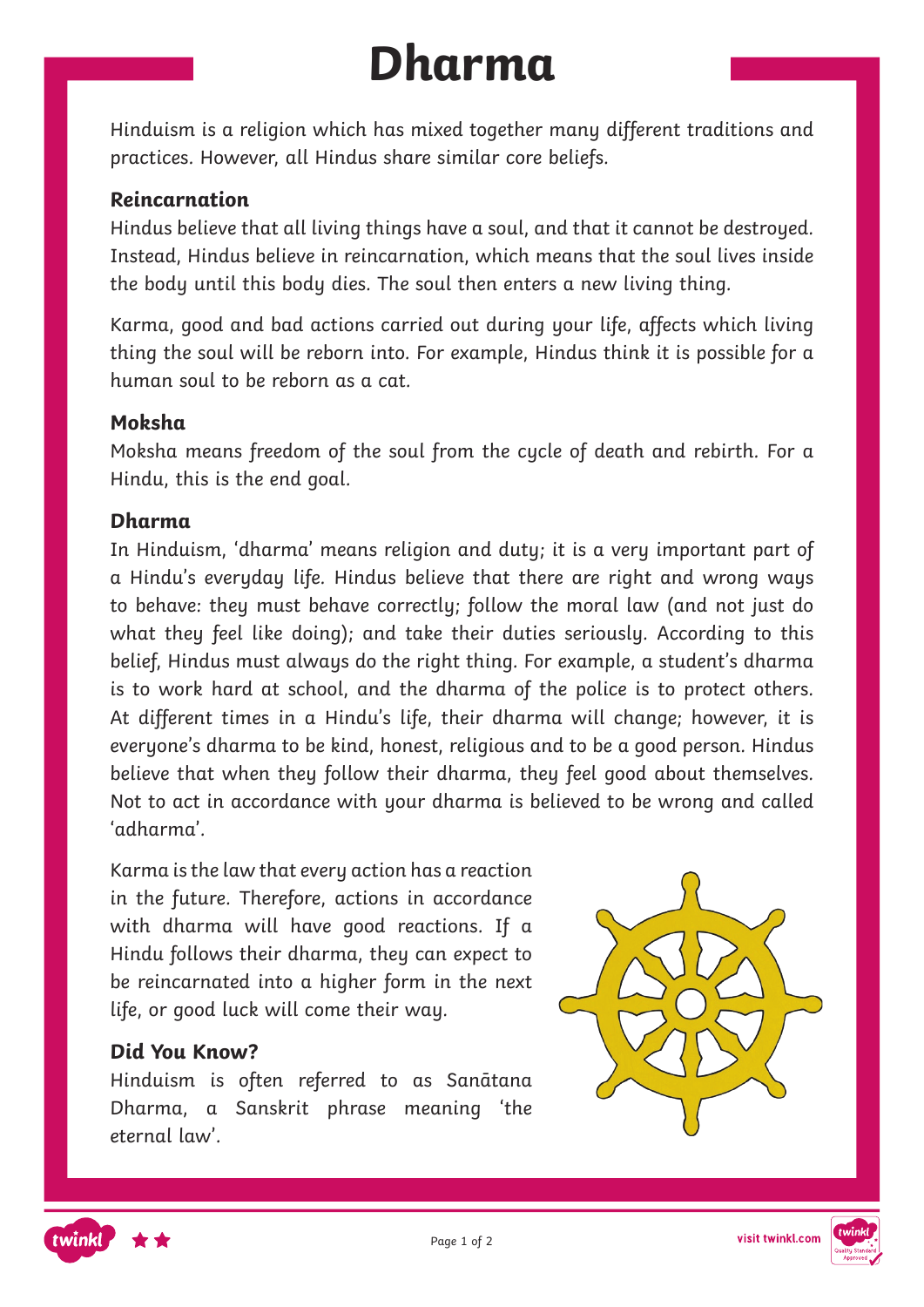# Dharma

Hinduism is a religion which has mixed together many different traditions and practices. However, all Hindus share similar core beliefs.

### Reincarnation

Hindus believe that all living things have a soul, and that it cannot be destroyed. Instead, Hindus believe in reincarnation, which means that the soul lives inside the body until this body dies. The soul then enters a new living thing.

Karma, good and bad actions carried out during your life, affects which living thing the soul will be reborn into. For example, Hindus think it is possible for a human soul to be reborn as a cat.

### Moksha

Moksha means freedom of the soul from the cycle of death and rebirth. For a Hindu, this is the end goal.

### Dharma

In Hinduism, 'dharma' means religion and duty; it is a very important part of a Hindu's everyday life. Hindus believe that there are right and wrong ways to behave: they must behave correctly; follow the moral law (and not just do what they feel like doing); and take their duties seriously. According to this belief, Hindus must always do the right thing. For example, a student's dharma is to work hard at school, and the dharma of the police is to protect others. At different times in a Hindu's life, their dharma will change; however, it is everyone's dharma to be kind, honest, religious and to be a good person. Hindus believe that when they follow their dharma, they feel good about themselves. Not to act in accordance with your dharma is believed to be wrong and called 'adharma'.

Karma is the law that every action has a reaction in the future. Therefore, actions in accordance with dharma will have good reactions. If a Hindu follows their dharma, they can expect to be reincarnated into a higher form in the next life, or good luck will come their way.

### Did You Know?

Hinduism is often referred to as Sanātana Dharma, a Sanskrit phrase meaning 'the eternal law'.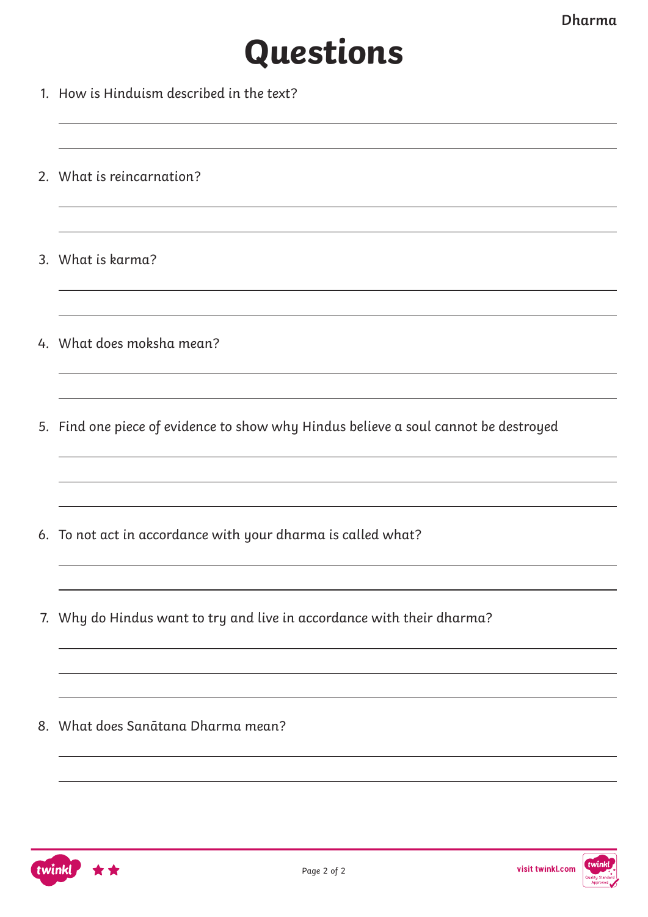# Questions

1. How is Hinduism described in the text?

2. What is reincarnation?

3. What is karma?

4. What does moksha mean?

5. Find one piece of evidence to show why Hindus believe a soul cannot be destroyed

6. To not act in accordance with your dharma is called what?

7. Why do Hindus want to try and live in accordance with their dharma?

8. What does Sanātana Dharma mean?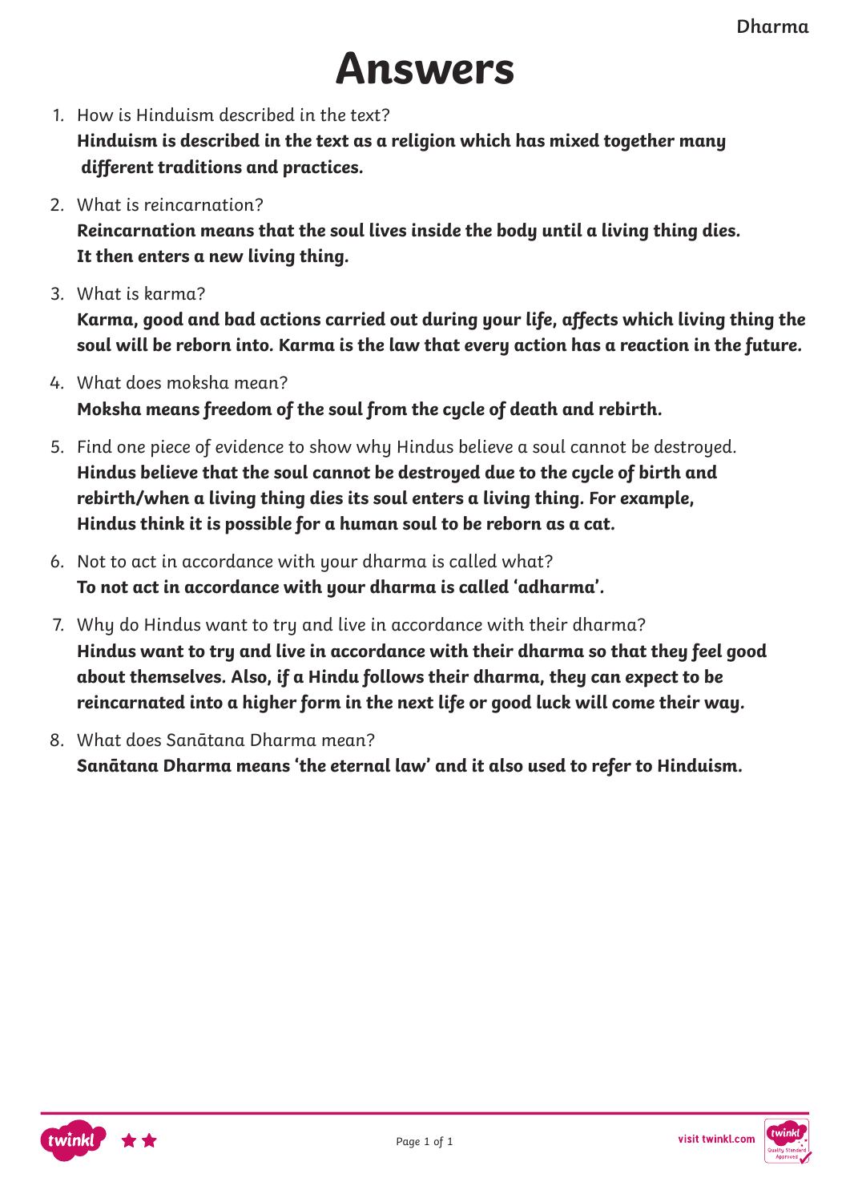# Answers

1. How is Hinduism described in the text?
   **Hinduism is described in the text as a religion which has mixed together many different traditions and practices.**

2. What is reincarnation?
   **Reincarnation means that the soul lives inside the body until a living thing dies. It then enters a new living thing.**

3. What is karma?
   **Karma, good and bad actions carried out during your life, affects which living thing the soul will be reborn into. Karma is the law that every action has a reaction in the future.**

4. What does moksha mean?
   **Moksha means freedom of the soul from the cycle of death and rebirth.**

5. Find one piece of evidence to show why Hindus believe a soul cannot be destroyed.
   **Hindus believe that the soul cannot be destroyed due to the cycle of birth and rebirth/when a living thing dies its soul enters a living thing. For example, Hindus think it is possible for a human soul to be reborn as a cat.**

6. Not to act in accordance with your dharma is called what?
   **To not act in accordance with your dharma is called 'adharma'.**

7. Why do Hindus want to try and live in accordance with their dharma?
   **Hindus want to try and live in accordance with their dharma so that they feel good about themselves. Also, if a Hindu follows their dharma, they can expect to be reincarnated into a higher form in the next life or good luck will come their way.**

8. What does Sanātana Dharma mean?
   **Sanātana Dharma means 'the eternal law' and it also used to refer to Hinduism.**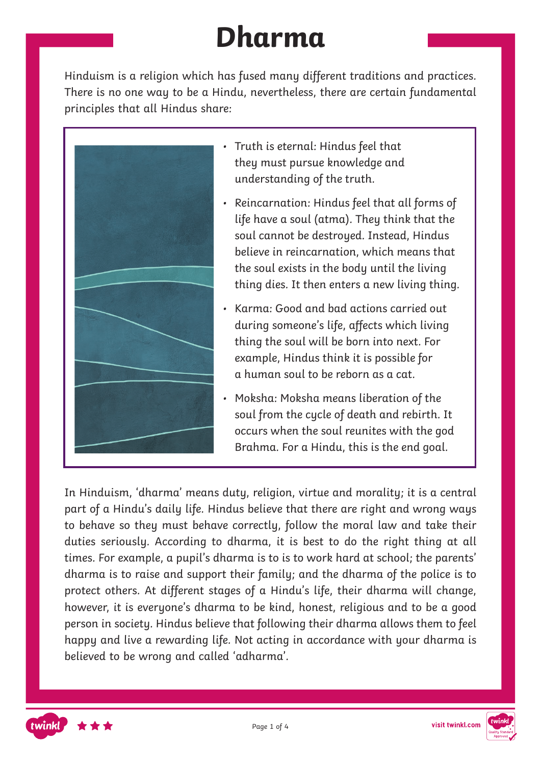# Dharma

Hinduism is a religion which has fused many different traditions and practices. There is no one way to be a Hindu, nevertheless, there are certain fundamental principles that all Hindus share:

- Truth is eternal: Hindus feel that they must pursue knowledge and understanding of the truth.
- Reincarnation: Hindus feel that all forms of life have a soul (atma). They think that the soul cannot be destroyed. Instead, Hindus believe in reincarnation, which means that the soul exists in the body until the living thing dies. It then enters a new living thing.
- Karma: Good and bad actions carried out during someone's life, affects which living thing the soul will be born into next. For example, Hindus think it is possible for a human soul to be reborn as a cat.
- Moksha: Moksha means liberation of the soul from the cycle of death and rebirth. It occurs when the soul reunites with the god Brahma. For a Hindu, this is the end goal.

In Hinduism, 'dharma' means duty, religion, virtue and morality; it is a central part of a Hindu's daily life. Hindus believe that there are right and wrong ways to behave so they must behave correctly, follow the moral law and take their duties seriously. According to dharma, it is best to do the right thing at all times. For example, a pupil's dharma is to is to work hard at school; the parents' dharma is to raise and support their family; and the dharma of the police is to protect others. At different stages of a Hindu's life, their dharma will change, however, it is everyone's dharma to be kind, honest, religious and to be a good person in society. Hindus believe that following their dharma allows them to feel happy and live a rewarding life. Not acting in accordance with your dharma is believed to be wrong and called 'adharma'.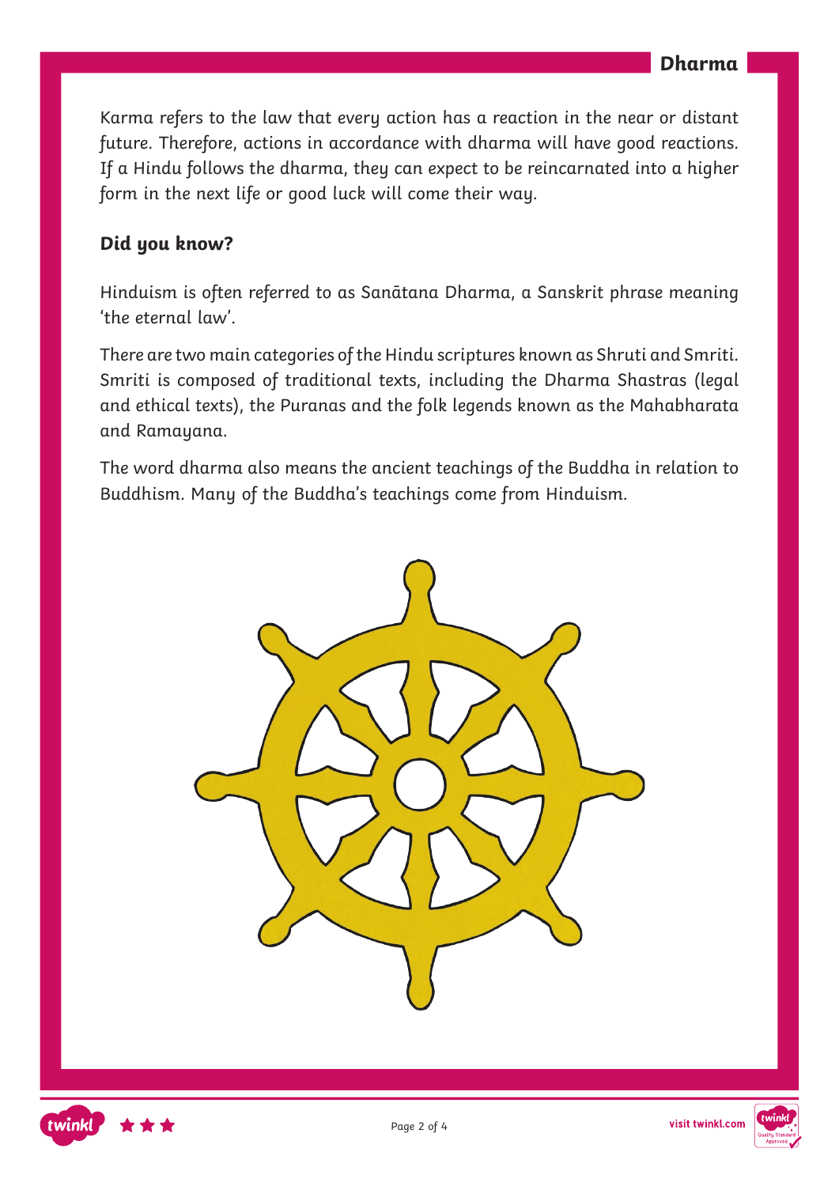Karma refers to the law that every action has a reaction in the near or distant future. Therefore, actions in accordance with dharma will have good reactions. If a Hindu follows the dharma, they can expect to be reincarnated into a higher form in the next life or good luck will come their way.

**Did you know?**

Hinduism is often referred to as Sanātana Dharma, a Sanskrit phrase meaning 'the eternal law'.

There are two main categories of the Hindu scriptures known as Shruti and Smriti. Smriti is composed of traditional texts, including the Dharma Shastras (legal and ethical texts), the Puranas and the folk legends known as the Mahabharata and Ramayana.

The word dharma also means the ancient teachings of the Buddha in relation to Buddhism. Many of the Buddha's teachings come from Hinduism.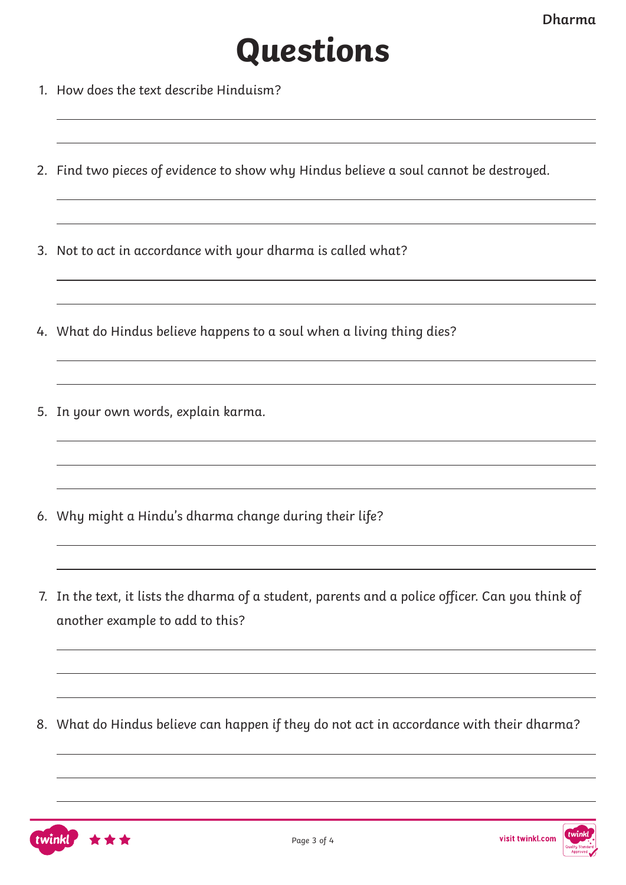# Questions

1. How does the text describe Hinduism?

2. Find two pieces of evidence to show why Hindus believe a soul cannot be destroyed.

3. Not to act in accordance with your dharma is called what?

4. What do Hindus believe happens to a soul when a living thing dies?

5. In your own words, explain karma.

6. Why might a Hindu's dharma change during their life?

7. In the text, it lists the dharma of a student, parents and a police officer. Can you think of another example to add to this?

8. What do Hindus believe can happen if they do not act in accordance with their dharma?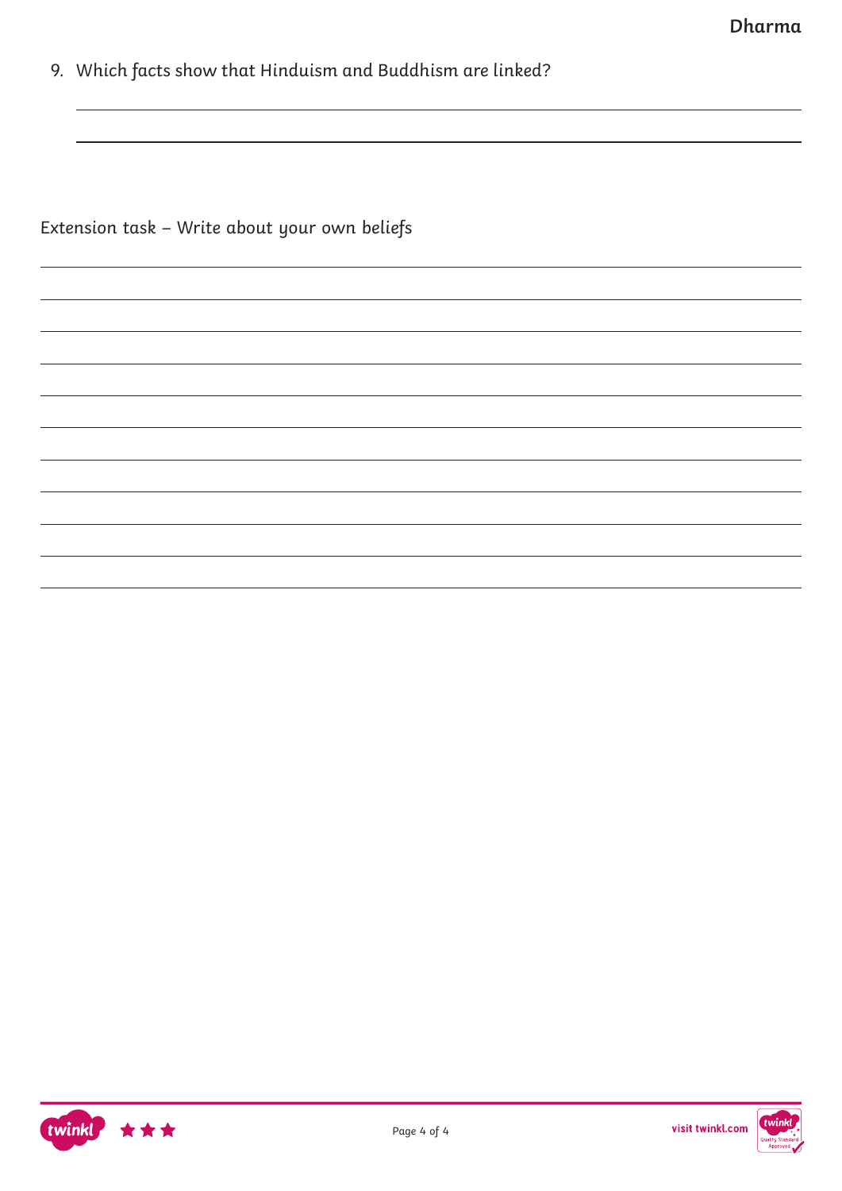9. Which facts show that Hinduism and Buddhism are linked?

Extension task – Write about your own beliefs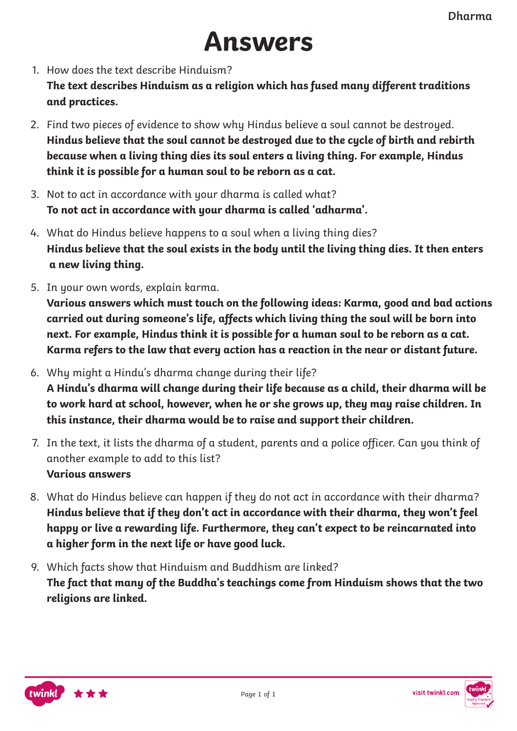# Answers

1. How does the text describe Hinduism?
   **The text describes Hinduism as a religion which has fused many different traditions and practices.**

2. Find two pieces of evidence to show why Hindus believe a soul cannot be destroyed.
   **Hindus believe that the soul cannot be destroyed due to the cycle of birth and rebirth because when a living thing dies its soul enters a living thing. For example, Hindus think it is possible for a human soul to be reborn as a cat.**

3. Not to act in accordance with your dharma is called what?
   **To not act in accordance with your dharma is called 'adharma'.**

4. What do Hindus believe happens to a soul when a living thing dies?
   **Hindus believe that the soul exists in the body until the living thing dies. It then enters a new living thing.**

5. In your own words, explain karma.
   **Various answers which must touch on the following ideas: Karma, good and bad actions carried out during someone's life, affects which living thing the soul will be born into next. For example, Hindus think it is possible for a human soul to be reborn as a cat. Karma refers to the law that every action has a reaction in the near or distant future.**

6. Why might a Hindu's dharma change during their life?
   **A Hindu's dharma will change during their life because as a child, their dharma will be to work hard at school, however, when he or she grows up, they may raise children. In this instance, their dharma would be to raise and support their children.**

7. In the text, it lists the dharma of a student, parents and a police officer. Can you think of another example to add to this list?
   **Various answers**

8. What do Hindus believe can happen if they do not act in accordance with their dharma?
   **Hindus believe that if they don't act in accordance with their dharma, they won't feel happy or live a rewarding life. Furthermore, they can't expect to be reincarnated into a higher form in the next life or have good luck.**

9. Which facts show that Hinduism and Buddhism are linked?
   **The fact that many of the Buddha's teachings come from Hinduism shows that the two religions are linked.**